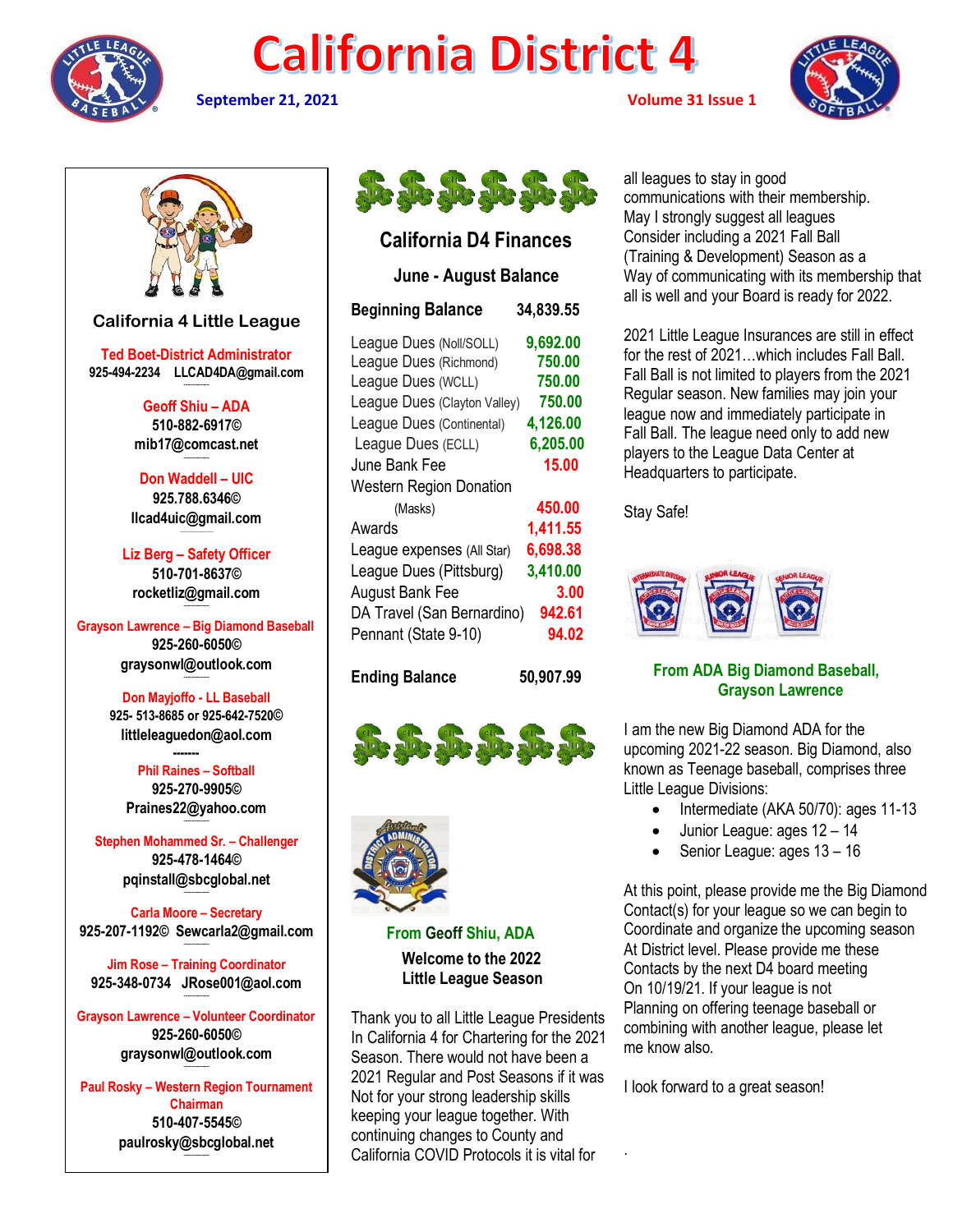# California District 4

**September 21, 2021** — **Volume 31 Issue 1**

## California 4 Little League

**Ted Boet-District Administrator**
925-494-2234 LLCAD4DA@gmail.com

**Geoff Shiu – ADA**
510-882-6917©
mib17@comcast.net

**Don Waddell – UIC**
925.788.6346©
llcad4uic@gmail.com

**Liz Berg – Safety Officer**
510-701-8637©
rocketliz@gmail.com

**Grayson Lawrence – Big Diamond Baseball**
925-260-6050©
graysonwl@outlook.com

**Don Mayjoffo - LL Baseball**
925- 513-8685 or 925-642-7520©
littleleaguedon@aol.com
-------

**Phil Raines – Softball**
925-270-9905©
Praines22@yahoo.com

**Stephen Mohammed Sr. – Challenger**
925-478-1464©
pqinstall@sbcglobal.net

**Carla Moore – Secretary**
925-207-1192© Sewcarla2@gmail.com

**Jim Rose – Training Coordinator**
925-348-0734 JRose001@aol.com

**Grayson Lawrence – Volunteer Coordinator**
925-260-6050©
graysonwl@outlook.com

**Paul Rosky – Western Region Tournament Chairman**
510-407-5545©
paulrosky@sbcglobal.net

## California D4 Finances

### June - August Balance

| | |
|---|---|
| **Beginning Balance** | **34,839.55** |
| League Dues (Noll/SOLL) | 9,692.00 |
| League Dues (Richmond) | 750.00 |
| League Dues (WCLL) | 750.00 |
| League Dues (Clayton Valley) | 750.00 |
| League Dues (Continental) | 4,126.00 |
| League Dues (ECLL) | 6,205.00 |
| June Bank Fee | 15.00 |
| Western Region Donation (Masks) | 450.00 |
| Awards | 1,411.55 |
| League expenses (All Star) | 6,698.38 |
| League Dues (Pittsburg) | 3,410.00 |
| August Bank Fee | 3.00 |
| DA Travel (San Bernardino) | 942.61 |
| Pennant (State 9-10) | 94.02 |
| **Ending Balance** | **50,907.99** |

### From Geoff Shiu, ADA

**Welcome to the 2022 Little League Season**

Thank you to all Little League Presidents In California 4 for Chartering for the 2021 Season. There would not have been a 2021 Regular and Post Seasons if it was Not for your strong leadership skills keeping your league together. With continuing changes to County and California COVID Protocols it is vital for all leagues to stay in good communications with their membership. May I strongly suggest all leagues Consider including a 2021 Fall Ball (Training & Development) Season as a Way of communicating with its membership that all is well and your Board is ready for 2022.

2021 Little League Insurances are still in effect for the rest of 2021…which includes Fall Ball. Fall Ball is not limited to players from the 2021 Regular season. New families may join your league now and immediately participate in Fall Ball. The league need only to add new players to the League Data Center at Headquarters to participate.

Stay Safe!

### From ADA Big Diamond Baseball, Grayson Lawrence

I am the new Big Diamond ADA for the upcoming 2021-22 season. Big Diamond, also known as Teenage baseball, comprises three Little League Divisions:

- Intermediate (AKA 50/70): ages 11-13
- Junior League: ages 12 – 14
- Senior League: ages 13 – 16

At this point, please provide me the Big Diamond Contact(s) for your league so we can begin to Coordinate and organize the upcoming season At District level. Please provide me these Contacts by the next D4 board meeting On 10/19/21. If your league is not Planning on offering teenage baseball or combining with another league, please let me know also.

I look forward to a great season!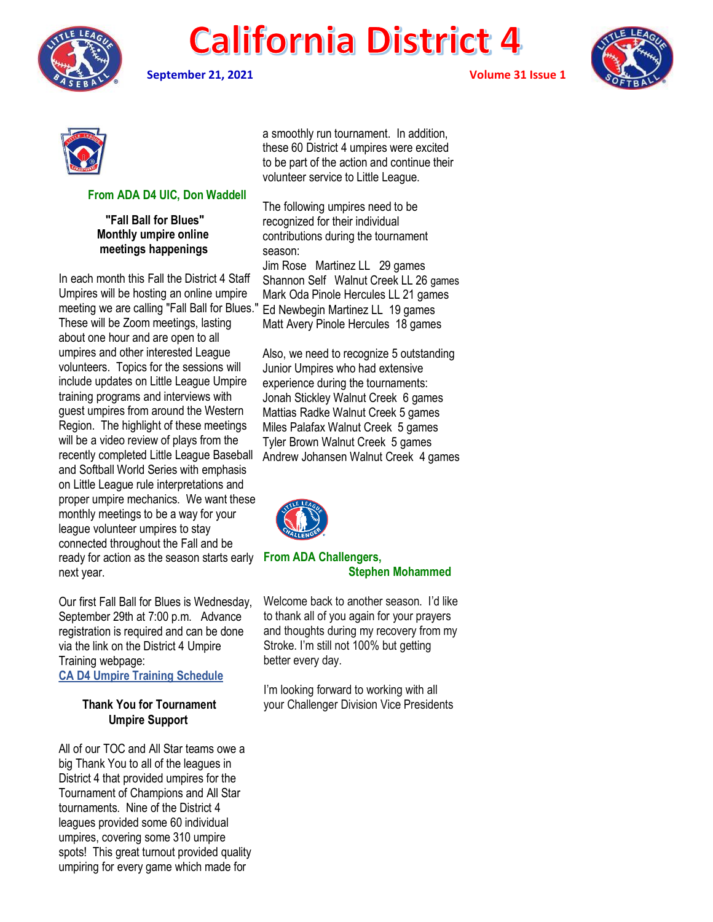# California District 4

**September 21, 2021** **Volume 31 Issue 1**

### From ADA D4 UIC, Don Waddell

**"Fall Ball for Blues" Monthly umpire online meetings happenings**

In each month this Fall the District 4 Staff Umpires will be hosting an online umpire meeting we are calling "Fall Ball for Blues." These will be Zoom meetings, lasting about one hour and are open to all umpires and other interested League volunteers. Topics for the sessions will include updates on Little League Umpire training programs and interviews with guest umpires from around the Western Region. The highlight of these meetings will be a video review of plays from the recently completed Little League Baseball and Softball World Series with emphasis on Little League rule interpretations and proper umpire mechanics. We want these monthly meetings to be a way for your league volunteer umpires to stay connected throughout the Fall and be ready for action as the season starts early next year.

Our first Fall Ball for Blues is Wednesday, September 29th at 7:00 p.m. Advance registration is required and can be done via the link on the District 4 Umpire Training webpage:
[CA D4 Umpire Training Schedule]

**Thank You for Tournament Umpire Support**

All of our TOC and All Star teams owe a big Thank You to all of the leagues in District 4 that provided umpires for the Tournament of Champions and All Star tournaments. Nine of the District 4 leagues provided some 60 individual umpires, covering some 310 umpire spots! This great turnout provided quality umpiring for every game which made for a smoothly run tournament. In addition, these 60 District 4 umpires were excited to be part of the action and continue their volunteer service to Little League.

The following umpires need to be recognized for their individual contributions during the tournament season:
Jim Rose Martinez LL 29 games
Shannon Self Walnut Creek LL 26 games
Mark Oda Pinole Hercules LL 21 games
Ed Newbegin Martinez LL 19 games
Matt Avery Pinole Hercules 18 games

Also, we need to recognize 5 outstanding Junior Umpires who had extensive experience during the tournaments:
Jonah Stickley Walnut Creek 6 games
Mattias Radke Walnut Creek 5 games
Miles Palafax Walnut Creek 5 games
Tyler Brown Walnut Creek 5 games
Andrew Johansen Walnut Creek 4 games

### From ADA Challengers, Stephen Mohammed

Welcome back to another season. I'd like to thank all of you again for your prayers and thoughts during my recovery from my Stroke. I'm still not 100% but getting better every day.

I'm looking forward to working with all your Challenger Division Vice Presidents